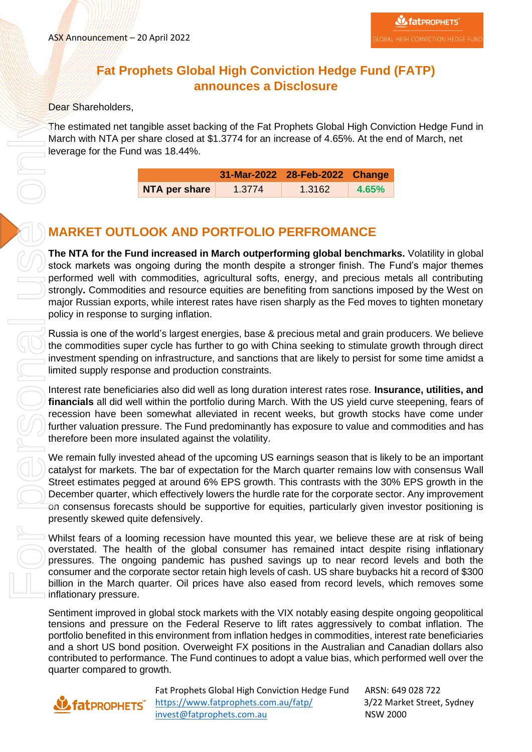ASX Announcement – 20 April 2022

# Fat Prophets Global High Conviction Hedge Fund (FATP) announces a Disclosure

Dear Shareholders,

The estimated net tangible asset backing of the Fat Prophets Global High Conviction Hedge Fund in March with NTA per share closed at $1.3774 for an increase of 4.65%. At the end of March, net leverage for the Fund was 18.44%.

| | 31-Mar-2022 | 28-Feb-2022 | Change |
|---|---|---|---|
| NTA per share | 1.3774 | 1.3162 | 4.65% |

## MARKET OUTLOOK AND PORTFOLIO PERFROMANCE

**The NTA for the Fund increased in March outperforming global benchmarks.** Volatility in global stock markets was ongoing during the month despite a stronger finish. The Fund's major themes performed well with commodities, agricultural softs, energy, and precious metals all contributing strongly**.** Commodities and resource equities are benefiting from sanctions imposed by the West on major Russian exports, while interest rates have risen sharply as the Fed moves to tighten monetary policy in response to surging inflation.

Russia is one of the world's largest energies, base & precious metal and grain producers. We believe the commodities super cycle has further to go with China seeking to stimulate growth through direct investment spending on infrastructure, and sanctions that are likely to persist for some time amidst a limited supply response and production constraints.

Interest rate beneficiaries also did well as long duration interest rates rose. **Insurance, utilities, and financials** all did well within the portfolio during March. With the US yield curve steepening, fears of recession have been somewhat alleviated in recent weeks, but growth stocks have come under further valuation pressure. The Fund predominantly has exposure to value and commodities and has therefore been more insulated against the volatility.

We remain fully invested ahead of the upcoming US earnings season that is likely to be an important catalyst for markets. The bar of expectation for the March quarter remains low with consensus Wall Street estimates pegged at around 6% EPS growth. This contrasts with the 30% EPS growth in the December quarter, which effectively lowers the hurdle rate for the corporate sector. Any improvement on consensus forecasts should be supportive for equities, particularly given investor positioning is presently skewed quite defensively.

Whilst fears of a looming recession have mounted this year, we believe these are at risk of being overstated. The health of the global consumer has remained intact despite rising inflationary pressures. The ongoing pandemic has pushed savings up to near record levels and both the consumer and the corporate sector retain high levels of cash. US share buybacks hit a record of $300 billion in the March quarter. Oil prices have also eased from record levels, which removes some inflationary pressure.

Sentiment improved in global stock markets with the VIX notably easing despite ongoing geopolitical tensions and pressure on the Federal Reserve to lift rates aggressively to combat inflation. The portfolio benefited in this environment from inflation hedges in commodities, interest rate beneficiaries and a short US bond position. Overweight FX positions in the Australian and Canadian dollars also contributed to performance. The Fund continues to adopt a value bias, which performed well over the quarter compared to growth.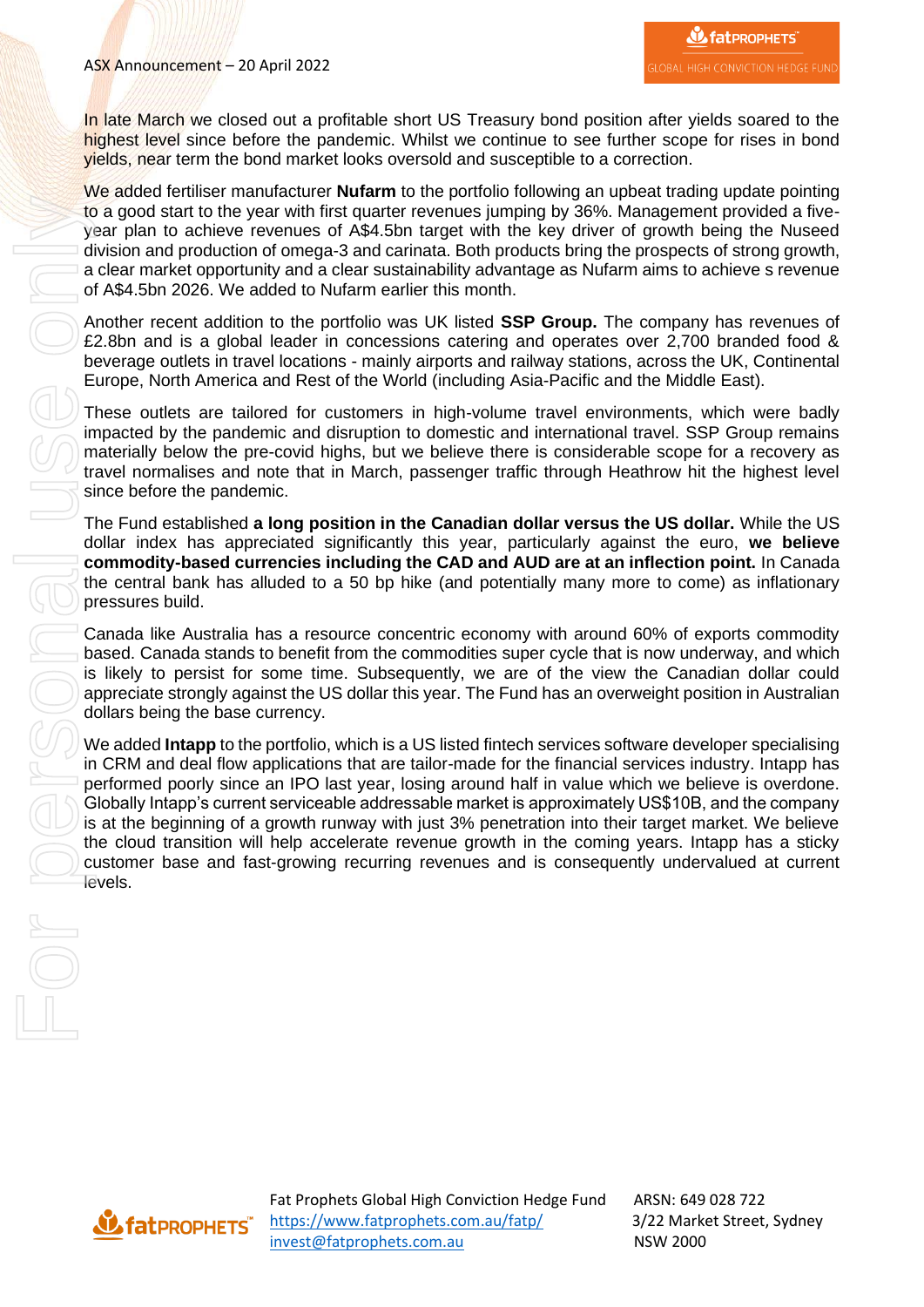In late March we closed out a profitable short US Treasury bond position after yields soared to the highest level since before the pandemic. Whilst we continue to see further scope for rises in bond yields, near term the bond market looks oversold and susceptible to a correction.

We added fertiliser manufacturer **Nufarm** to the portfolio following an upbeat trading update pointing to a good start to the year with first quarter revenues jumping by 36%. Management provided a five-year plan to achieve revenues of A$4.5bn target with the key driver of growth being the Nuseed division and production of omega-3 and carinata. Both products bring the prospects of strong growth, a clear market opportunity and a clear sustainability advantage as Nufarm aims to achieve s revenue of A$4.5bn 2026. We added to Nufarm earlier this month.

Another recent addition to the portfolio was UK listed **SSP Group.** The company has revenues of £2.8bn and is a global leader in concessions catering and operates over 2,700 branded food & beverage outlets in travel locations - mainly airports and railway stations, across the UK, Continental Europe, North America and Rest of the World (including Asia-Pacific and the Middle East).

These outlets are tailored for customers in high-volume travel environments, which were badly impacted by the pandemic and disruption to domestic and international travel. SSP Group remains materially below the pre-covid highs, but we believe there is considerable scope for a recovery as travel normalises and note that in March, passenger traffic through Heathrow hit the highest level since before the pandemic.

The Fund established **a long position in the Canadian dollar versus the US dollar.** While the US dollar index has appreciated significantly this year, particularly against the euro, **we believe commodity-based currencies including the CAD and AUD are at an inflection point.** In Canada the central bank has alluded to a 50 bp hike (and potentially many more to come) as inflationary pressures build.

Canada like Australia has a resource concentric economy with around 60% of exports commodity based. Canada stands to benefit from the commodities super cycle that is now underway, and which is likely to persist for some time. Subsequently, we are of the view the Canadian dollar could appreciate strongly against the US dollar this year. The Fund has an overweight position in Australian dollars being the base currency.

We added **Intapp** to the portfolio, which is a US listed fintech services software developer specialising in CRM and deal flow applications that are tailor-made for the financial services industry. Intapp has performed poorly since an IPO last year, losing around half in value which we believe is overdone. Globally Intapp's current serviceable addressable market is approximately US$10B, and the company is at the beginning of a growth runway with just 3% penetration into their target market. We believe the cloud transition will help accelerate revenue growth in the coming years. Intapp has a sticky customer base and fast-growing recurring revenues and is consequently undervalued at current levels.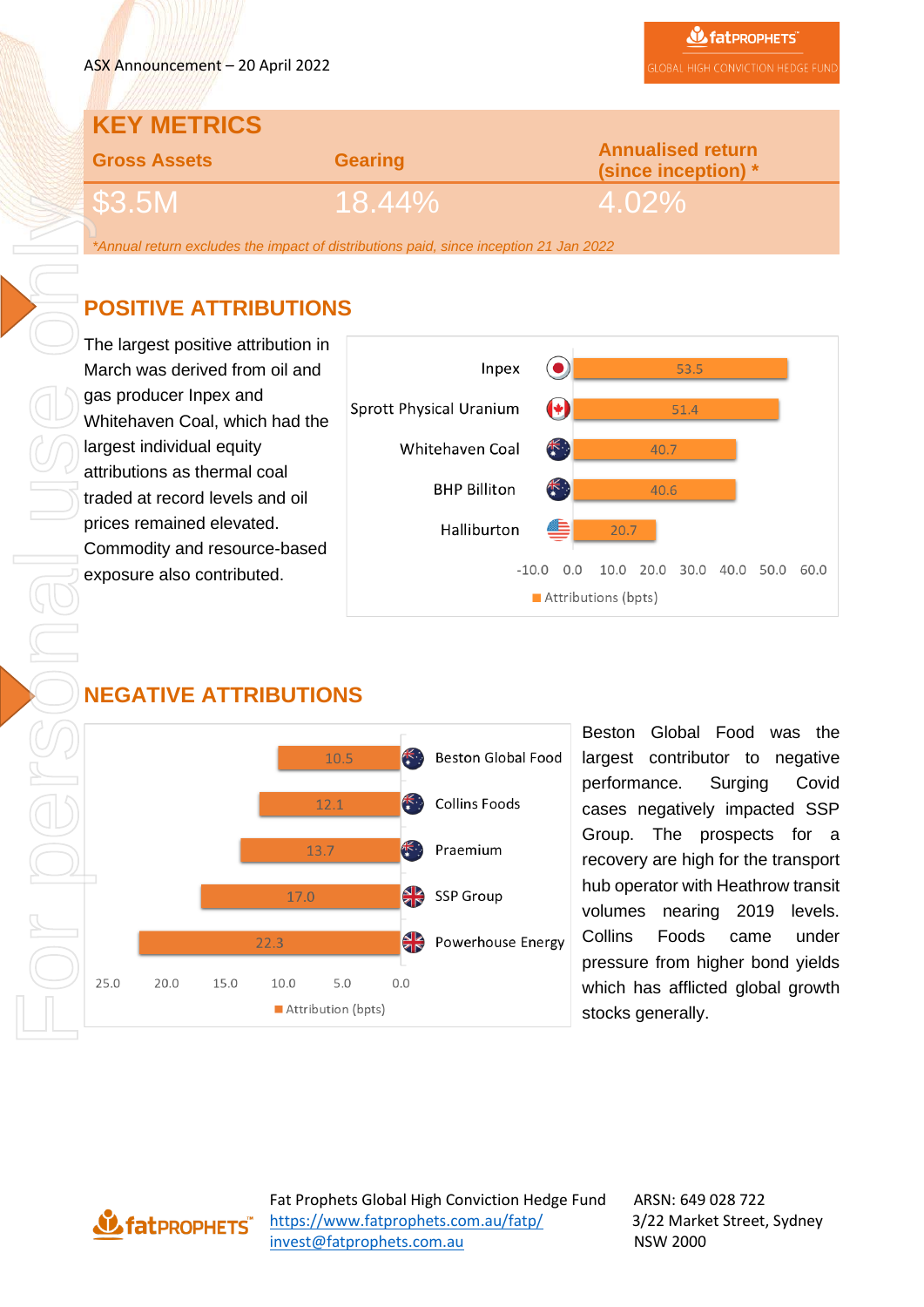ASX Announcement – 20 April 2022

## KEY METRICS

| Gross Assets | Gearing | Annualised return (since inception) * |
|---|---|---|
| $3.5M | 18.44% | 4.02% |

*Annual return excludes the impact of distributions paid, since inception 21 Jan 2022*

## POSITIVE ATTRIBUTIONS

The largest positive attribution in March was derived from oil and gas producer Inpex and Whitehaven Coal, which had the largest individual equity attributions as thermal coal traded at record levels and oil prices remained elevated. Commodity and resource-based exposure also contributed.

| Company | Attributions (bpts) |
|---|---|
| Inpex | 53.5 |
| Sprott Physical Uranium | 51.4 |
| Whitehaven Coal | 40.7 |
| BHP Billiton | 40.6 |
| Halliburton | 20.7 |

## NEGATIVE ATTRIBUTIONS

| Company | Attribution (bpts) |
|---|---|
| Beston Global Food | 10.5 |
| Collins Foods | 12.1 |
| Praemium | 13.7 |
| SSP Group | 17.0 |
| Powerhouse Energy | 22.3 |

Beston Global Food was the largest contributor to negative performance. Surging Covid cases negatively impacted SSP Group. The prospects for a recovery are high for the transport hub operator with Heathrow transit volumes nearing 2019 levels. Collins Foods came under pressure from higher bond yields which has afflicted global growth stocks generally.

Fat Prophets Global High Conviction Hedge Fund
https://www.fatprophets.com.au/fatp/
invest@fatprophets.com.au

ARSN: 649 028 722
3/22 Market Street, Sydney
NSW 2000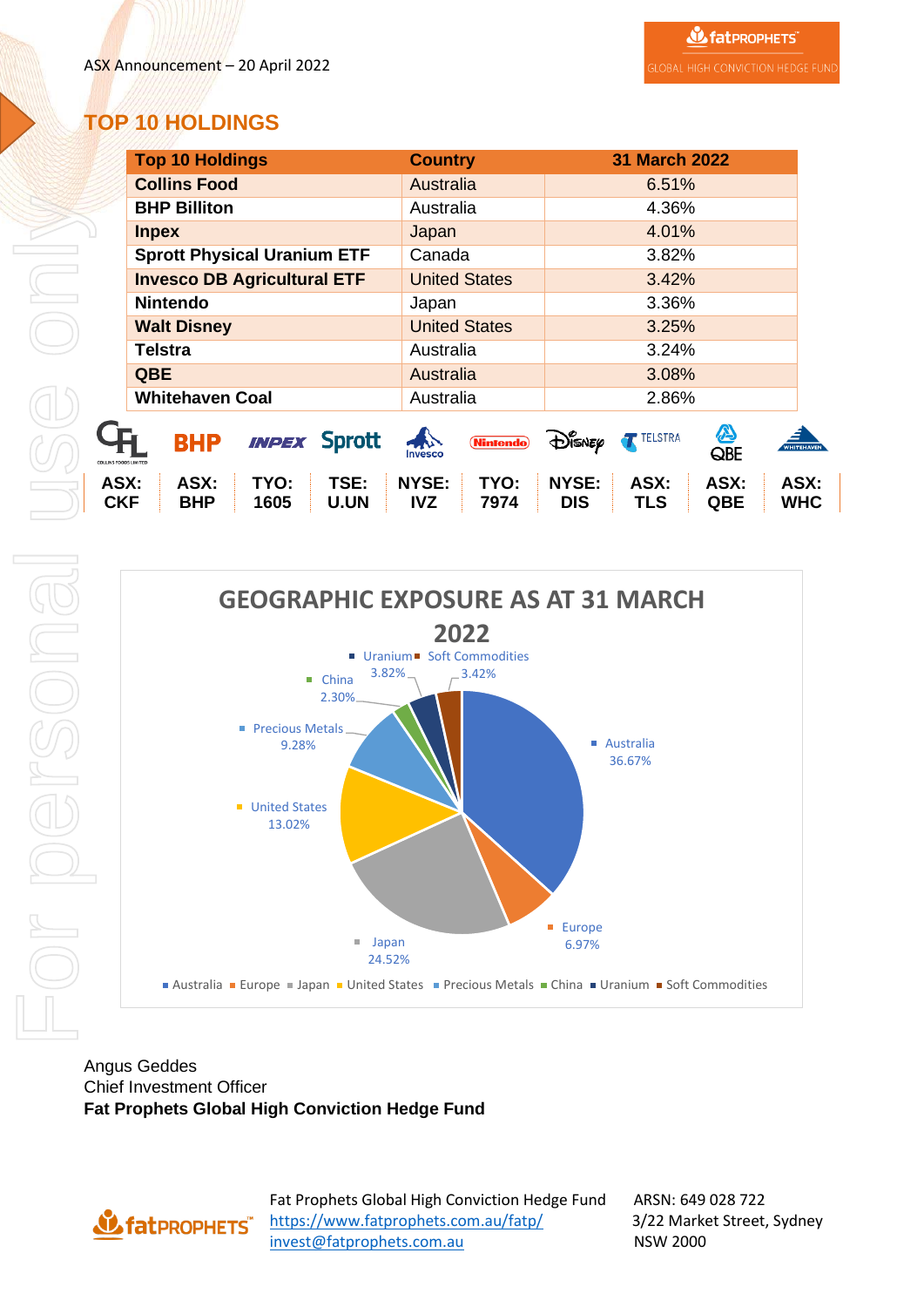ASX Announcement – 20 April 2022

## TOP 10 HOLDINGS

| Top 10 Holdings | Country | 31 March 2022 |
|---|---|---|
| Collins Food | Australia | 6.51% |
| BHP Billiton | Australia | 4.36% |
| Inpex | Japan | 4.01% |
| Sprott Physical Uranium ETF | Canada | 3.82% |
| Invesco DB Agricultural ETF | United States | 3.42% |
| Nintendo | Japan | 3.36% |
| Walt Disney | United States | 3.25% |
| Telstra | Australia | 3.24% |
| QBE | Australia | 3.08% |
| Whitehaven Coal | Australia | 2.86% |

| ASX: CKF | ASX: BHP | TYO: 1605 | TSE: U.UN | NYSE: IVZ | TYO: 7974 | NYSE: DIS | ASX: TLS | ASX: QBE | ASX: WHC |
|---|---|---|---|---|---|---|---|---|---|

**GEOGRAPHIC EXPOSURE AS AT 31 MARCH 2022**

| Region | Exposure |
|---|---|
| Australia | 36.67% |
| Europe | 6.97% |
| Japan | 24.52% |
| United States | 13.02% |
| Precious Metals | 9.28% |
| China | 2.30% |
| Uranium | 3.82% |
| Soft Commodities | 3.42% |

Angus Geddes
Chief Investment Officer
**Fat Prophets Global High Conviction Hedge Fund**

Fat Prophets Global High Conviction Hedge Fund
https://www.fatprophets.com.au/fatp/
invest@fatprophets.com.au

ARSN: 649 028 722
3/22 Market Street, Sydney
NSW 2000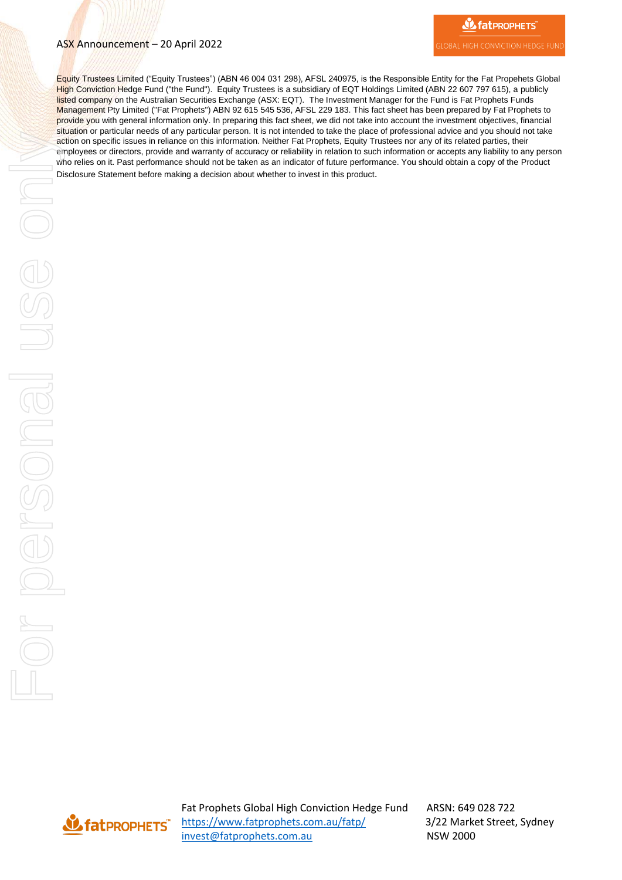Equity Trustees Limited ("Equity Trustees") (ABN 46 004 031 298), AFSL 240975, is the Responsible Entity for the Fat Propehets Global High Conviction Hedge Fund ("the Fund"). Equity Trustees is a subsidiary of EQT Holdings Limited (ABN 22 607 797 615), a publicly listed company on the Australian Securities Exchange (ASX: EQT). The Investment Manager for the Fund is Fat Prophets Funds Management Pty Limited ("Fat Prophets") ABN 92 615 545 536, AFSL 229 183. This fact sheet has been prepared by Fat Prophets to provide you with general information only. In preparing this fact sheet, we did not take into account the investment objectives, financial situation or particular needs of any particular person. It is not intended to take the place of professional advice and you should not take action on specific issues in reliance on this information. Neither Fat Prophets, Equity Trustees nor any of its related parties, their employees or directors, provide and warranty of accuracy or reliability in relation to such information or accepts any liability to any person who relies on it. Past performance should not be taken as an indicator of future performance. You should obtain a copy of the Product Disclosure Statement before making a decision about whether to invest in this product.